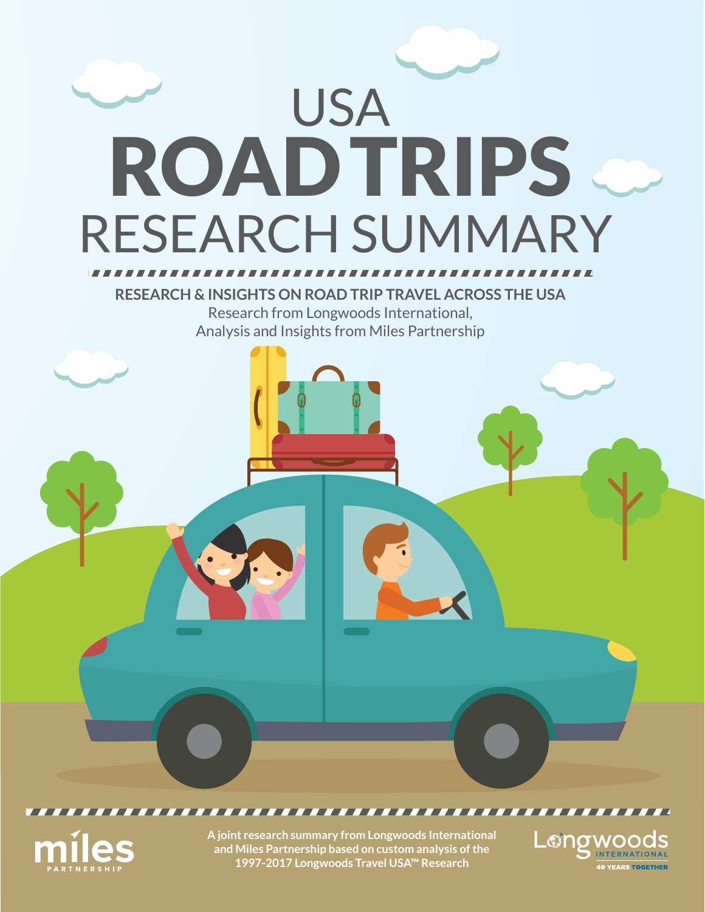# USA ROAD TRIPS RESEARCH SUMMARY

**RESEARCH & INSIGHTS ON ROAD TRIP TRAVEL ACROSS THE USA**

Research from Longwoods International,
Analysis and Insights from Miles Partnership

**A joint research summary from Longwoods International and Miles Partnership based on custom analysis of the 1997-2017 Longwoods Travel USA™ Research**

miles PARTNERSHIP

Longwoods INTERNATIONAL 40 YEARS TOGETHER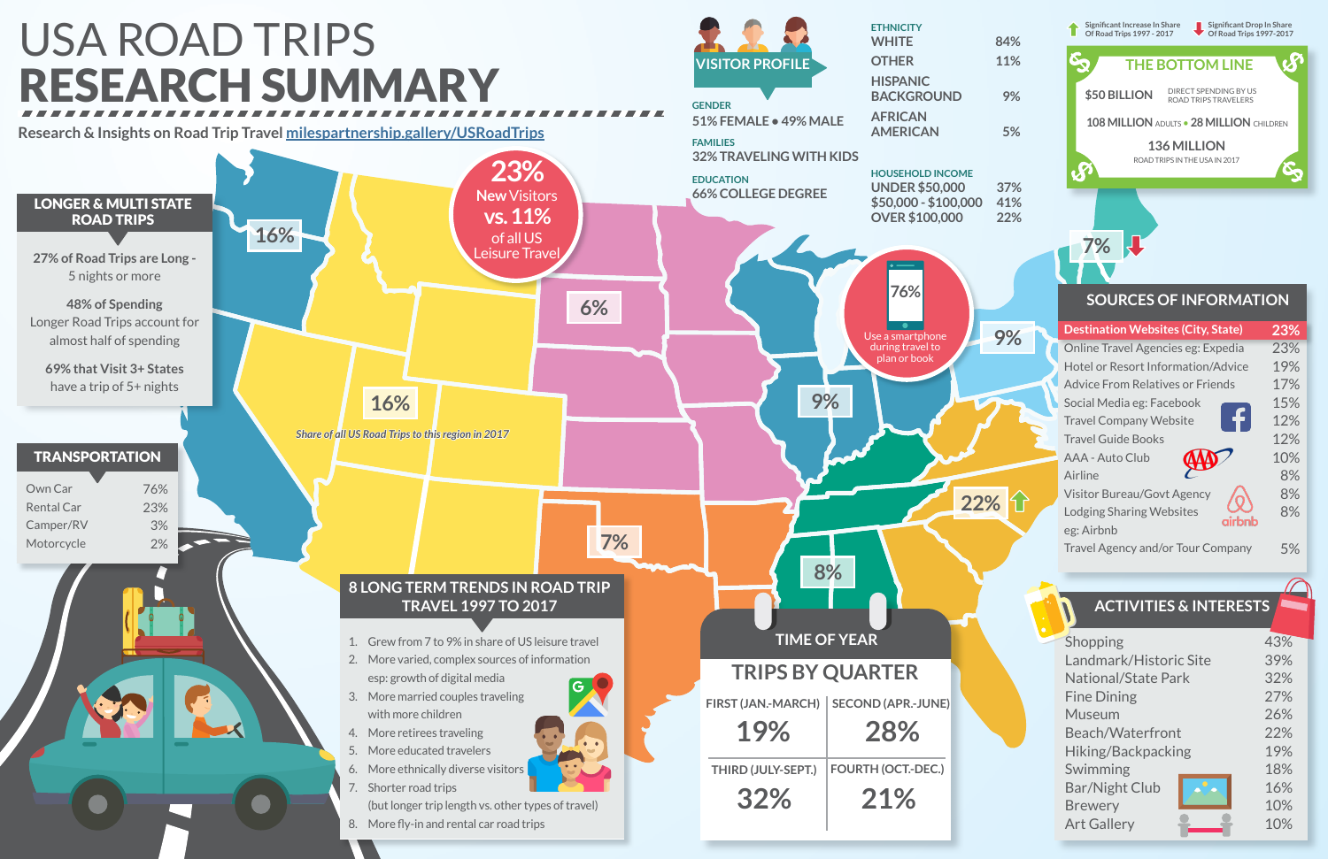# USA ROAD TRIPS
# RESEARCH SUMMARY

Research & Insights on Road Trip Travel milespartnership.gallery/USRoadTrips

## VISITOR PROFILE

**GENDER**
51% FEMALE • 49% MALE

**FAMILIES**
32% TRAVELING WITH KIDS

**EDUCATION**
66% COLLEGE DEGREE

**ETHNICITY**

| | |
|---|---|
| WHITE | 84% |
| OTHER | 11% |
| HISPANIC BACKGROUND | 9% |
| AFRICAN AMERICAN | 5% |

**HOUSEHOLD INCOME**

| | |
|---|---|
| UNDER $50,000 | 37% |
| $50,000 - $100,000 | 41% |
| OVER $100,000 | 22% |

Significant Increase In Share Of Road Trips 1997 - 2017

Significant Drop In Share Of Road Trips 1997-2017

## THE BOTTOM LINE

$50 BILLION — DIRECT SPENDING BY US ROAD TRIPS TRAVELERS

108 MILLION ADULTS • 28 MILLION CHILDREN

136 MILLION — ROAD TRIPS IN THE USA IN 2017

**23%** New Visitors **vs. 11%** of all US Leisure Travel

**76%** Use a smartphone during travel to plan or book

*Share of all US Road Trips to this region in 2017*

16% · 16% · 6% · 7% · 9% · 8% · 22% · 9% · 7%

## LONGER & MULTI STATE ROAD TRIPS

27% of Road Trips are Long - 5 nights or more

48% of Spending
Longer Road Trips account for almost half of spending

69% that Visit 3+ States have a trip of 5+ nights

## TRANSPORTATION

| | |
|---|---|
| Own Car | 76% |
| Rental Car | 23% |
| Camper/RV | 3% |
| Motorcycle | 2% |

## 8 LONG TERM TRENDS IN ROAD TRIP TRAVEL 1997 TO 2017

1. Grew from 7 to 9% in share of US leisure travel
2. More varied, complex sources of information esp: growth of digital media
3. More married couples traveling with more children
4. More retirees traveling
5. More educated travelers
6. More ethnically diverse visitors
7. Shorter road trips (but longer trip length vs. other types of travel)
8. More fly-in and rental car road trips

## TIME OF YEAR

### TRIPS BY QUARTER

| FIRST (JAN.-MARCH) | SECOND (APR.-JUNE) |
|---|---|
| 19% | 28% |
| **THIRD (JULY-SEPT.)** | **FOURTH (OCT.-DEC.)** |
| 32% | 21% |

## SOURCES OF INFORMATION

| | |
|---|---|
| Destination Websites (City, State) | 23% |
| Online Travel Agencies eg: Expedia | 23% |
| Hotel or Resort Information/Advice | 19% |
| Advice From Relatives or Friends | 17% |
| Social Media eg: Facebook | 15% |
| Travel Company Website | 12% |
| Travel Guide Books | 12% |
| AAA - Auto Club | 10% |
| Airline | 8% |
| Visitor Bureau/Govt Agency | 8% |
| Lodging Sharing Websites eg: Airbnb | 8% |
| Travel Agency and/or Tour Company | 5% |

## ACTIVITIES & INTERESTS

| | |
|---|---|
| Shopping | 43% |
| Landmark/Historic Site | 39% |
| National/State Park | 32% |
| Fine Dining | 27% |
| Museum | 26% |
| Beach/Waterfront | 22% |
| Hiking/Backpacking | 19% |
| Swimming | 18% |
| Bar/Night Club | 16% |
| Brewery | 10% |
| Art Gallery | 10% |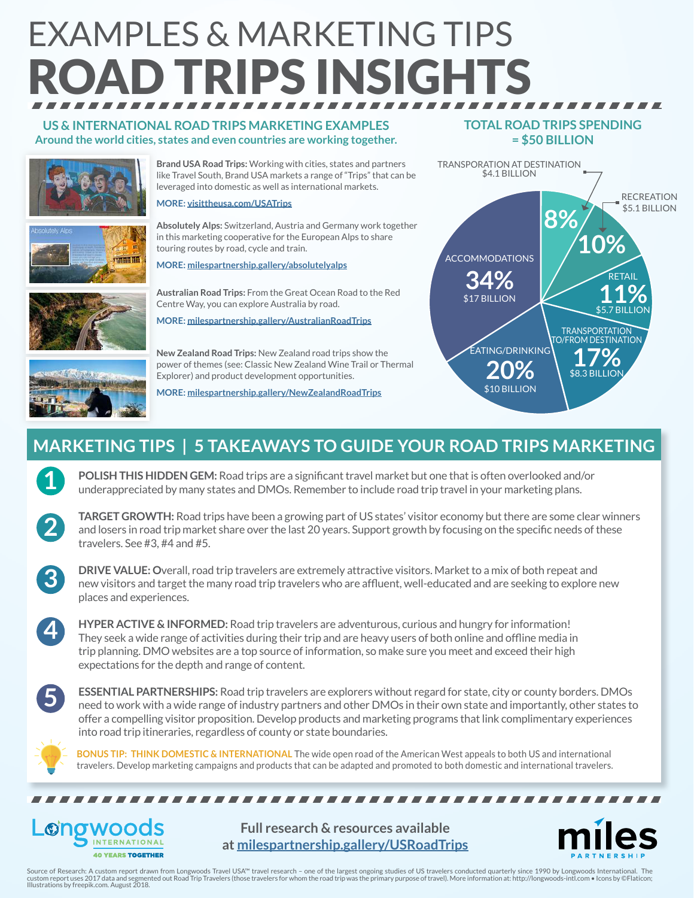# EXAMPLES & MARKETING TIPS
# ROAD TRIPS INSIGHTS

## US & INTERNATIONAL ROAD TRIPS MARKETING EXAMPLES

Around the world cities, states and even countries are working together.

**Brand USA Road Trips:** Working with cities, states and partners like Travel South, Brand USA markets a range of "Trips" that can be leveraged into domestic as well as international markets.

**MORE:** visittheusa.com/USATrips

**Absolutely Alps:** Switzerland, Austria and Germany work together in this marketing cooperative for the European Alps to share touring routes by road, cycle and train.

**MORE:** milespartnership.gallery/absolutelyalps

**Australian Road Trips:** From the Great Ocean Road to the Red Centre Way, you can explore Australia by road.

**MORE:** milespartnership.gallery/AustralianRoadTrips

**New Zealand Road Trips:** New Zealand road trips show the power of themes (see: Classic New Zealand Wine Trail or Thermal Explorer) and product development opportunities.

**MORE:** milespartnership.gallery/NewZealandRoadTrips

## TOTAL ROAD TRIPS SPENDING = $50 BILLION

TRANSPORATION AT DESTINATION $4.1 BILLION 8%

RECREATION $5.1 BILLION 10%

RETAIL 11% $5.7 BILLION

TRANSPORTATION TO/FROM DESTINATION 17% $8.3 BILLION

EATING/DRINKING 20% $10 BILLION

ACCOMMODATIONS 34% $17 BILLION

## MARKETING TIPS | 5 TAKEAWAYS TO GUIDE YOUR ROAD TRIPS MARKETING

1. **POLISH THIS HIDDEN GEM:** Road trips are a significant travel market but one that is often overlooked and/or underappreciated by many states and DMOs. Remember to include road trip travel in your marketing plans.

2. **TARGET GROWTH:** Road trips have been a growing part of US states' visitor economy but there are some clear winners and losers in road trip market share over the last 20 years. Support growth by focusing on the specific needs of these travelers. See #3, #4 and #5.

3. **DRIVE VALUE:** Overall, road trip travelers are extremely attractive visitors. Market to a mix of both repeat and new visitors and target the many road trip travelers who are affluent, well-educated and are seeking to explore new places and experiences.

4. **HYPER ACTIVE & INFORMED:** Road trip travelers are adventurous, curious and hungry for information! They seek a wide range of activities during their trip and are heavy users of both online and offline media in trip planning. DMO websites are a top source of information, so make sure you meet and exceed their high expectations for the depth and range of content.

5. **ESSENTIAL PARTNERSHIPS:** Road trip travelers are explorers without regard for state, city or county borders. DMOs need to work with a wide range of industry partners and other DMOs in their own state and importantly, other states to offer a compelling visitor proposition. Develop products and marketing programs that link complimentary experiences into road trip itineraries, regardless of county or state boundaries.

**BONUS TIP: THINK DOMESTIC & INTERNATIONAL** The wide open road of the American West appeals to both US and international travelers. Develop marketing campaigns and products that can be adapted and promoted to both domestic and international travelers.

Longwoods International 40 YEARS TOGETHER

**Full research & resources available at milespartnership.gallery/USRoadTrips**

miles PARTNERSHIP

Source of Research: A custom report drawn from Longwoods Travel USA™ travel research – one of the largest ongoing studies of US travelers conducted quarterly since 1990 by Longwoods International. The custom report uses 2017 data and segmented out Road Trip Travelers (those travelers for whom the road trip was the primary purpose of travel). More information at: http://longwoods-intl.com • Icons by ©Flaticon; Illustrations by freepik.com. August 2018.